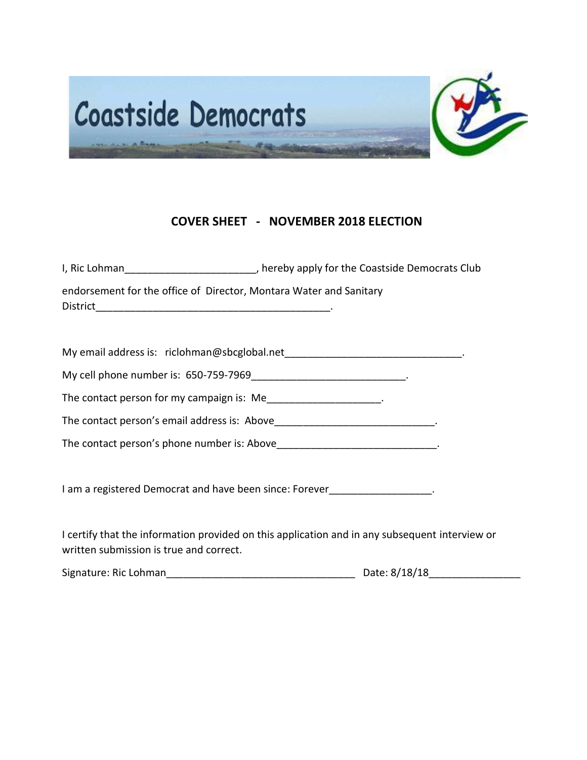Coastside Democrats

## COVER SHEET - NOVEMBER 2018 ELECTION

I, Ric Lohman_______________________, hereby apply for the Coastside Democrats Club endorsement for the office of Director, Montara Water and Sanitary District_________________________________________.

My email address is: riclohman@sbcglobal.net_______________________________.

My cell phone number is: 650-759-7969___________________________.

The contact person for my campaign is: Me___________________.

The contact person's email address is: Above___________________________.

The contact person's phone number is: Above____________________________.

I am a registered Democrat and have been since: Forever_________________.

I certify that the information provided on this application and in any subsequent interview or written submission is true and correct.

Signature: Ric Lohman_________________________________ Date: 8/18/18_______________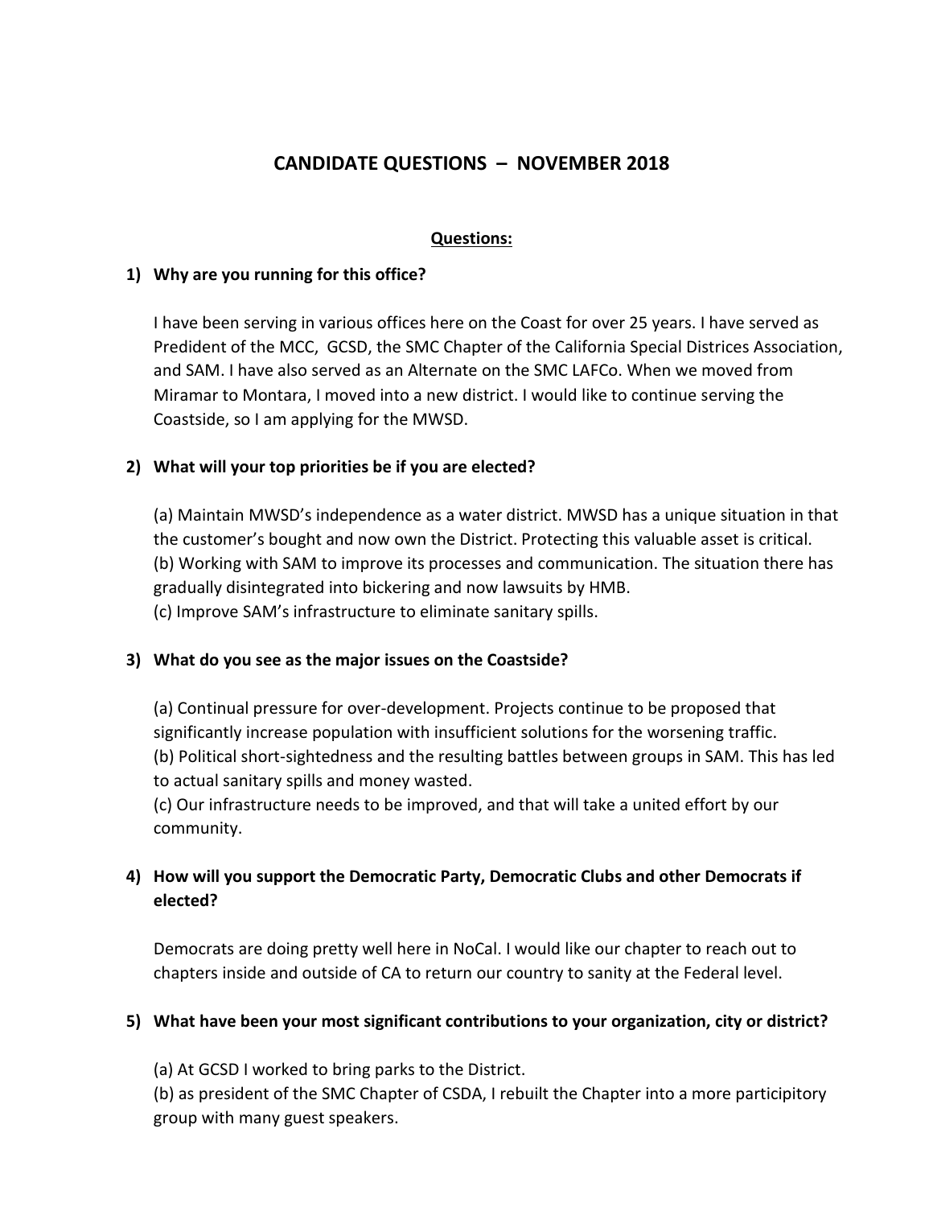# CANDIDATE QUESTIONS – NOVEMBER 2018

## Questions:

### 1) Why are you running for this office?

I have been serving in various offices here on the Coast for over 25 years. I have served as Predident of the MCC, GCSD, the SMC Chapter of the California Special Districes Association, and SAM. I have also served as an Alternate on the SMC LAFCo. When we moved from Miramar to Montara, I moved into a new district. I would like to continue serving the Coastside, so I am applying for the MWSD.

### 2) What will your top priorities be if you are elected?

(a) Maintain MWSD's independence as a water district. MWSD has a unique situation in that the customer's bought and now own the District. Protecting this valuable asset is critical.
(b) Working with SAM to improve its processes and communication. The situation there has gradually disintegrated into bickering and now lawsuits by HMB.
(c) Improve SAM's infrastructure to eliminate sanitary spills.

### 3) What do you see as the major issues on the Coastside?

(a) Continual pressure for over-development. Projects continue to be proposed that significantly increase population with insufficient solutions for the worsening traffic.
(b) Political short-sightedness and the resulting battles between groups in SAM. This has led to actual sanitary spills and money wasted.
(c) Our infrastructure needs to be improved, and that will take a united effort by our community.

### 4) How will you support the Democratic Party, Democratic Clubs and other Democrats if elected?

Democrats are doing pretty well here in NoCal. I would like our chapter to reach out to chapters inside and outside of CA to return our country to sanity at the Federal level.

### 5) What have been your most significant contributions to your organization, city or district?

(a) At GCSD I worked to bring parks to the District.
(b) as president of the SMC Chapter of CSDA, I rebuilt the Chapter into a more participitory group with many guest speakers.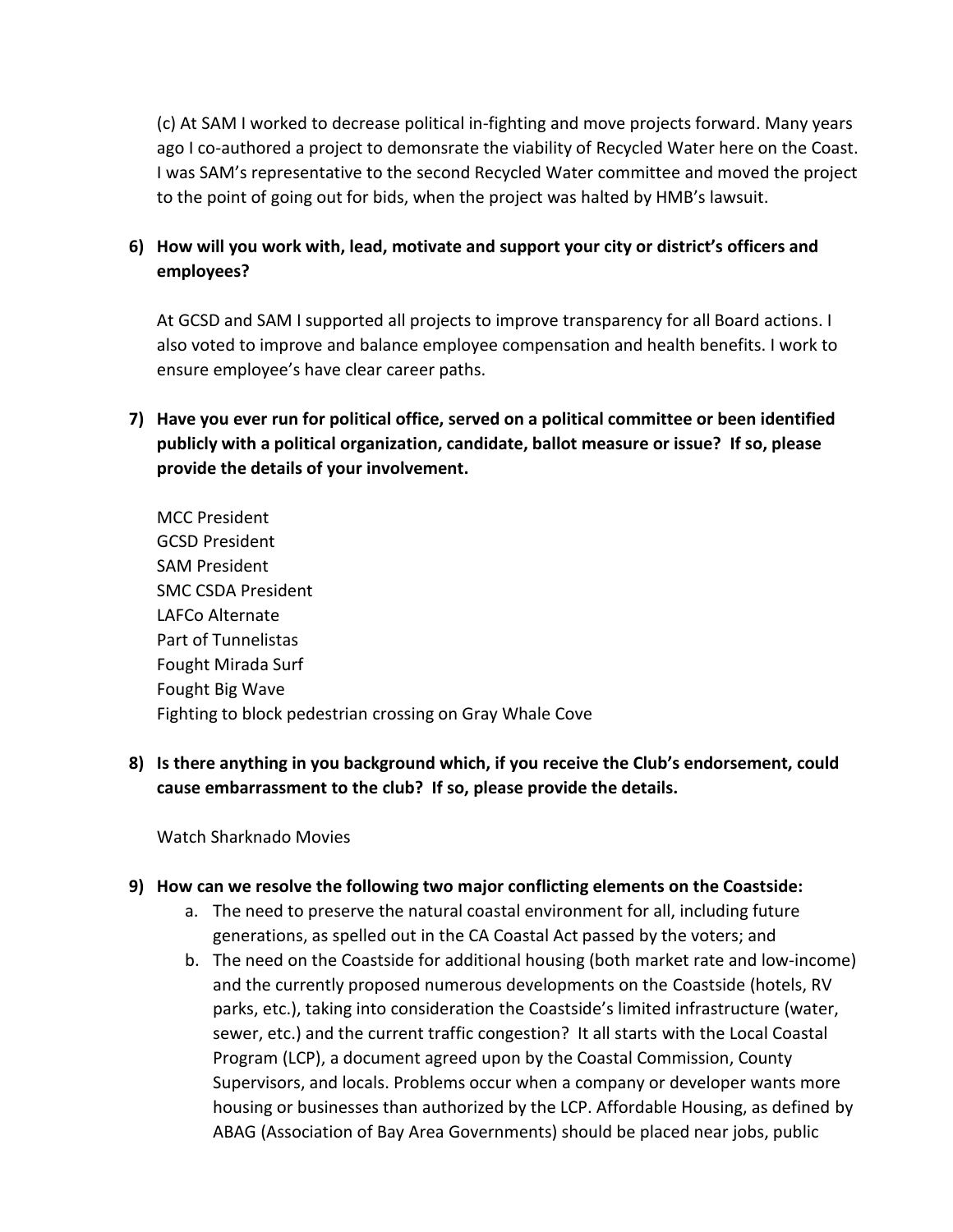(c) At SAM I worked to decrease political in-fighting and move projects forward. Many years ago I co-authored a project to demonsrate the viability of Recycled Water here on the Coast. I was SAM's representative to the second Recycled Water committee and moved the project to the point of going out for bids, when the project was halted by HMB's lawsuit.

**6) How will you work with, lead, motivate and support your city or district's officers and employees?**

At GCSD and SAM I supported all projects to improve transparency for all Board actions. I also voted to improve and balance employee compensation and health benefits. I work to ensure employee's have clear career paths.

**7) Have you ever run for political office, served on a political committee or been identified publicly with a political organization, candidate, ballot measure or issue? If so, please provide the details of your involvement.**

MCC President
GCSD President
SAM President
SMC CSDA President
LAFCo Alternate
Part of Tunnelistas
Fought Mirada Surf
Fought Big Wave
Fighting to block pedestrian crossing on Gray Whale Cove

**8) Is there anything in you background which, if you receive the Club's endorsement, could cause embarrassment to the club? If so, please provide the details.**

Watch Sharknado Movies

**9) How can we resolve the following two major conflicting elements on the Coastside:**

a. The need to preserve the natural coastal environment for all, including future generations, as spelled out in the CA Coastal Act passed by the voters; and
b. The need on the Coastside for additional housing (both market rate and low-income) and the currently proposed numerous developments on the Coastside (hotels, RV parks, etc.), taking into consideration the Coastside's limited infrastructure (water, sewer, etc.) and the current traffic congestion? It all starts with the Local Coastal Program (LCP), a document agreed upon by the Coastal Commission, County Supervisors, and locals. Problems occur when a company or developer wants more housing or businesses than authorized by the LCP. Affordable Housing, as defined by ABAG (Association of Bay Area Governments) should be placed near jobs, public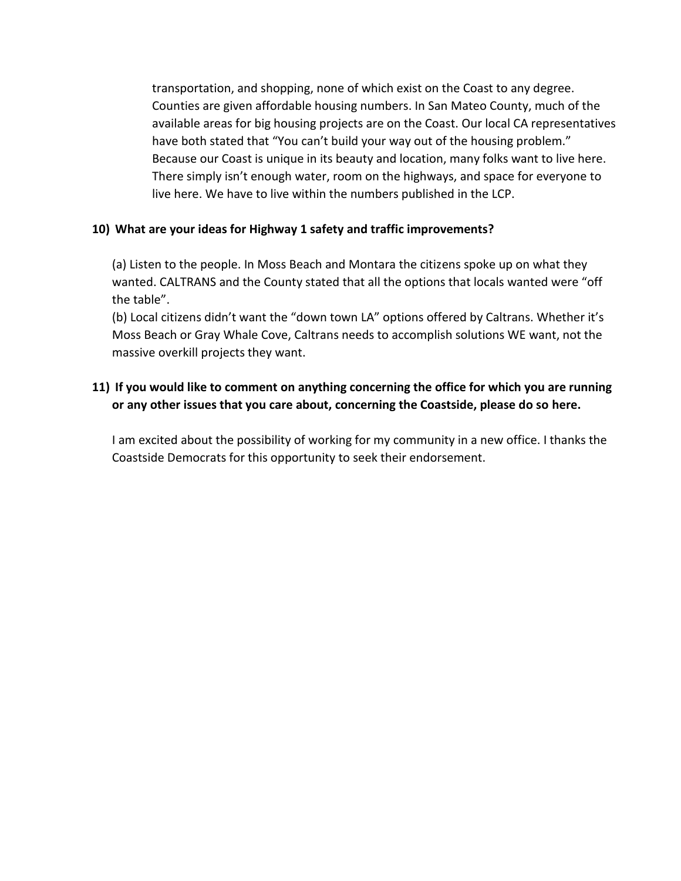transportation, and shopping, none of which exist on the Coast to any degree. Counties are given affordable housing numbers. In San Mateo County, much of the available areas for big housing projects are on the Coast. Our local CA representatives have both stated that "You can't build your way out of the housing problem." Because our Coast is unique in its beauty and location, many folks want to live here. There simply isn't enough water, room on the highways, and space for everyone to live here. We have to live within the numbers published in the LCP.

**10) What are your ideas for Highway 1 safety and traffic improvements?**

(a) Listen to the people. In Moss Beach and Montara the citizens spoke up on what they wanted. CALTRANS and the County stated that all the options that locals wanted were "off the table".
(b) Local citizens didn't want the "down town LA" options offered by Caltrans. Whether it's Moss Beach or Gray Whale Cove, Caltrans needs to accomplish solutions WE want, not the massive overkill projects they want.

**11) If you would like to comment on anything concerning the office for which you are running or any other issues that you care about, concerning the Coastside, please do so here.**

I am excited about the possibility of working for my community in a new office. I thanks the Coastside Democrats for this opportunity to seek their endorsement.